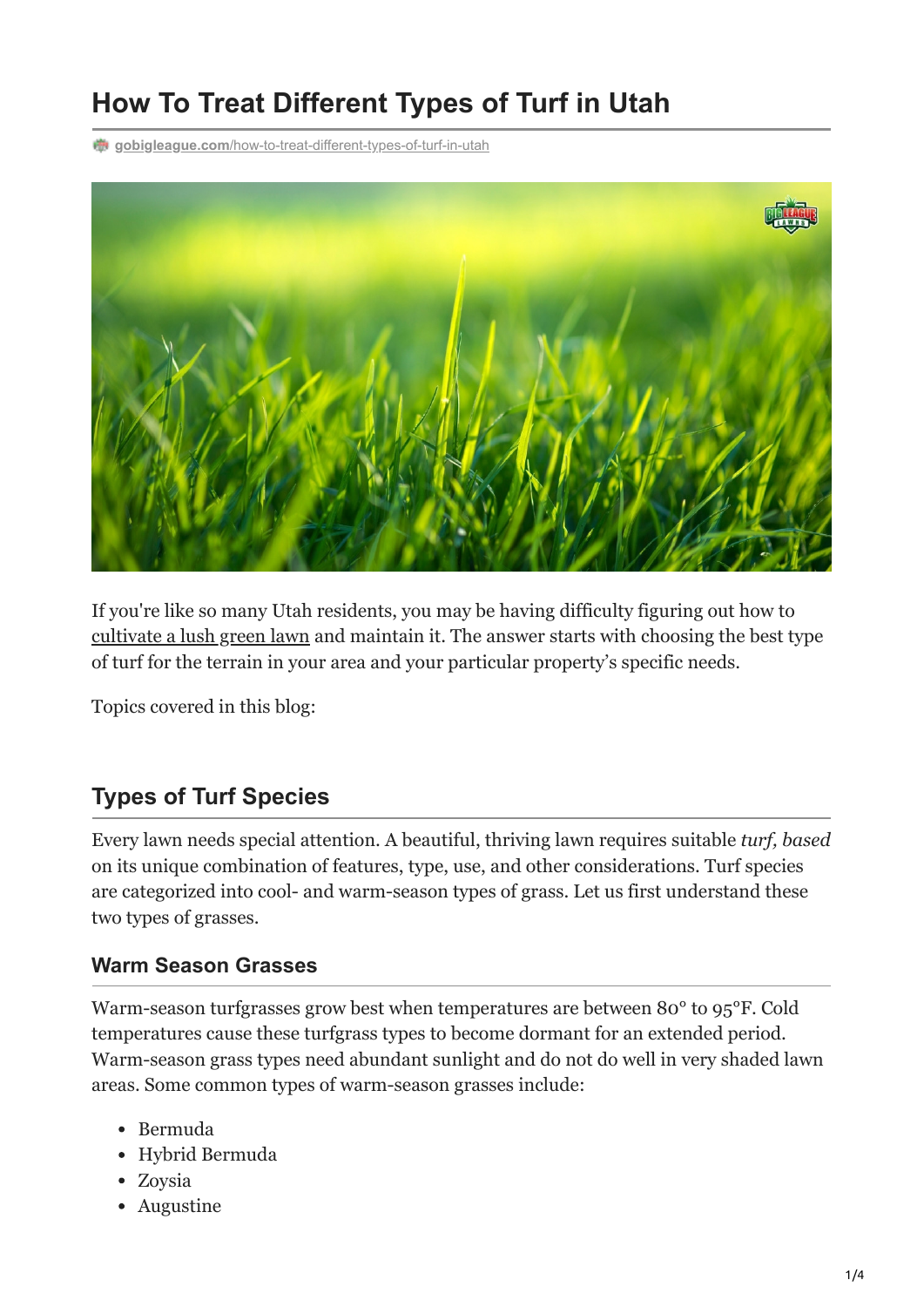# How To Treat Different Types of Turf in Utah

gobigleague.com/how-to-treat-different-types-of-turf-in-utah

If you're like so many Utah residents, you may be having difficulty figuring out how to cultivate a lush green lawn and maintain it. The answer starts with choosing the best type of turf for the terrain in your area and your particular property's specific needs.

Topics covered in this blog:

## Types of Turf Species

Every lawn needs special attention. A beautiful, thriving lawn requires suitable *turf, based* on its unique combination of features, type, use, and other considerations. Turf species are categorized into cool- and warm-season types of grass. Let us first understand these two types of grasses.

### Warm Season Grasses

Warm-season turfgrasses grow best when temperatures are between 80° to 95°F. Cold temperatures cause these turfgrass types to become dormant for an extended period. Warm-season grass types need abundant sunlight and do not do well in very shaded lawn areas. Some common types of warm-season grasses include:

- Bermuda
- Hybrid Bermuda
- Zoysia
- Augustine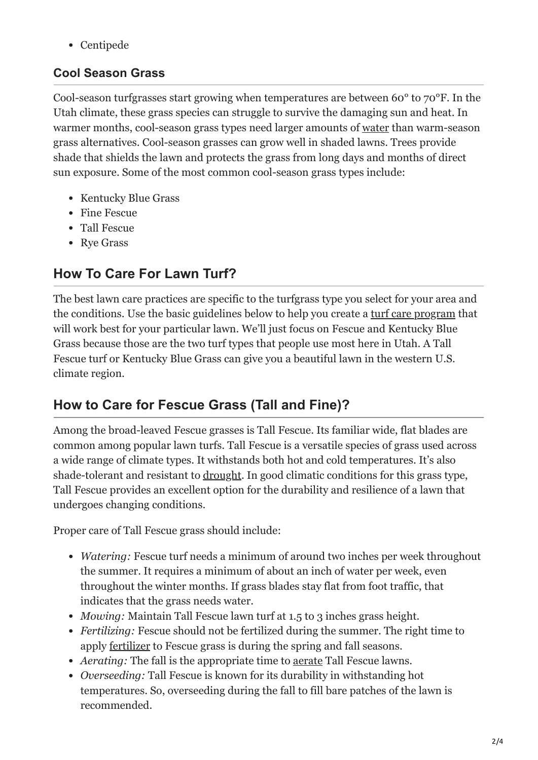- Centipede

### Cool Season Grass

Cool-season turfgrasses start growing when temperatures are between 60° to 70°F. In the Utah climate, these grass species can struggle to survive the damaging sun and heat. In warmer months, cool-season grass types need larger amounts of water than warm-season grass alternatives. Cool-season grasses can grow well in shaded lawns. Trees provide shade that shields the lawn and protects the grass from long days and months of direct sun exposure. Some of the most common cool-season grass types include:

- Kentucky Blue Grass
- Fine Fescue
- Tall Fescue
- Rye Grass

## How To Care For Lawn Turf?

The best lawn care practices are specific to the turfgrass type you select for your area and the conditions. Use the basic guidelines below to help you create a turf care program that will work best for your particular lawn. We'll just focus on Fescue and Kentucky Blue Grass because those are the two turf types that people use most here in Utah. A Tall Fescue turf or Kentucky Blue Grass can give you a beautiful lawn in the western U.S. climate region.

## How to Care for Fescue Grass (Tall and Fine)?

Among the broad-leaved Fescue grasses is Tall Fescue. Its familiar wide, flat blades are common among popular lawn turfs. Tall Fescue is a versatile species of grass used across a wide range of climate types. It withstands both hot and cold temperatures. It's also shade-tolerant and resistant to drought. In good climatic conditions for this grass type, Tall Fescue provides an excellent option for the durability and resilience of a lawn that undergoes changing conditions.

Proper care of Tall Fescue grass should include:

- *Watering:* Fescue turf needs a minimum of around two inches per week throughout the summer. It requires a minimum of about an inch of water per week, even throughout the winter months. If grass blades stay flat from foot traffic, that indicates that the grass needs water.
- *Mowing:* Maintain Tall Fescue lawn turf at 1.5 to 3 inches grass height.
- *Fertilizing:* Fescue should not be fertilized during the summer. The right time to apply fertilizer to Fescue grass is during the spring and fall seasons.
- *Aerating:* The fall is the appropriate time to aerate Tall Fescue lawns.
- *Overseeding:* Tall Fescue is known for its durability in withstanding hot temperatures. So, overseeding during the fall to fill bare patches of the lawn is recommended.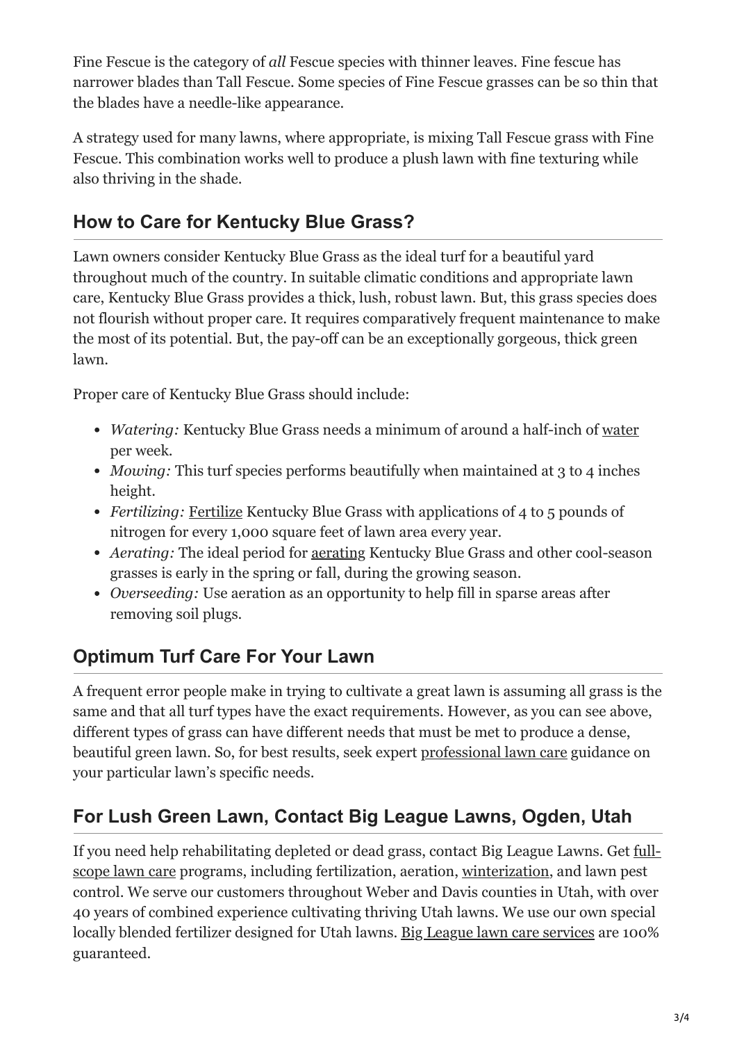Fine Fescue is the category of *all* Fescue species with thinner leaves. Fine fescue has narrower blades than Tall Fescue. Some species of Fine Fescue grasses can be so thin that the blades have a needle-like appearance.

A strategy used for many lawns, where appropriate, is mixing Tall Fescue grass with Fine Fescue. This combination works well to produce a plush lawn with fine texturing while also thriving in the shade.

## How to Care for Kentucky Blue Grass?

Lawn owners consider Kentucky Blue Grass as the ideal turf for a beautiful yard throughout much of the country. In suitable climatic conditions and appropriate lawn care, Kentucky Blue Grass provides a thick, lush, robust lawn. But, this grass species does not flourish without proper care. It requires comparatively frequent maintenance to make the most of its potential. But, the pay-off can be an exceptionally gorgeous, thick green lawn.

Proper care of Kentucky Blue Grass should include:

- *Watering:* Kentucky Blue Grass needs a minimum of around a half-inch of water per week.
- *Mowing:* This turf species performs beautifully when maintained at 3 to 4 inches height.
- *Fertilizing:* Fertilize Kentucky Blue Grass with applications of 4 to 5 pounds of nitrogen for every 1,000 square feet of lawn area every year.
- *Aerating:* The ideal period for aerating Kentucky Blue Grass and other cool-season grasses is early in the spring or fall, during the growing season.
- *Overseeding:* Use aeration as an opportunity to help fill in sparse areas after removing soil plugs.

## Optimum Turf Care For Your Lawn

A frequent error people make in trying to cultivate a great lawn is assuming all grass is the same and that all turf types have the exact requirements. However, as you can see above, different types of grass can have different needs that must be met to produce a dense, beautiful green lawn. So, for best results, seek expert professional lawn care guidance on your particular lawn's specific needs.

## For Lush Green Lawn, Contact Big League Lawns, Ogden, Utah

If you need help rehabilitating depleted or dead grass, contact Big League Lawns. Get full-scope lawn care programs, including fertilization, aeration, winterization, and lawn pest control. We serve our customers throughout Weber and Davis counties in Utah, with over 40 years of combined experience cultivating thriving Utah lawns. We use our own special locally blended fertilizer designed for Utah lawns. Big League lawn care services are 100% guaranteed.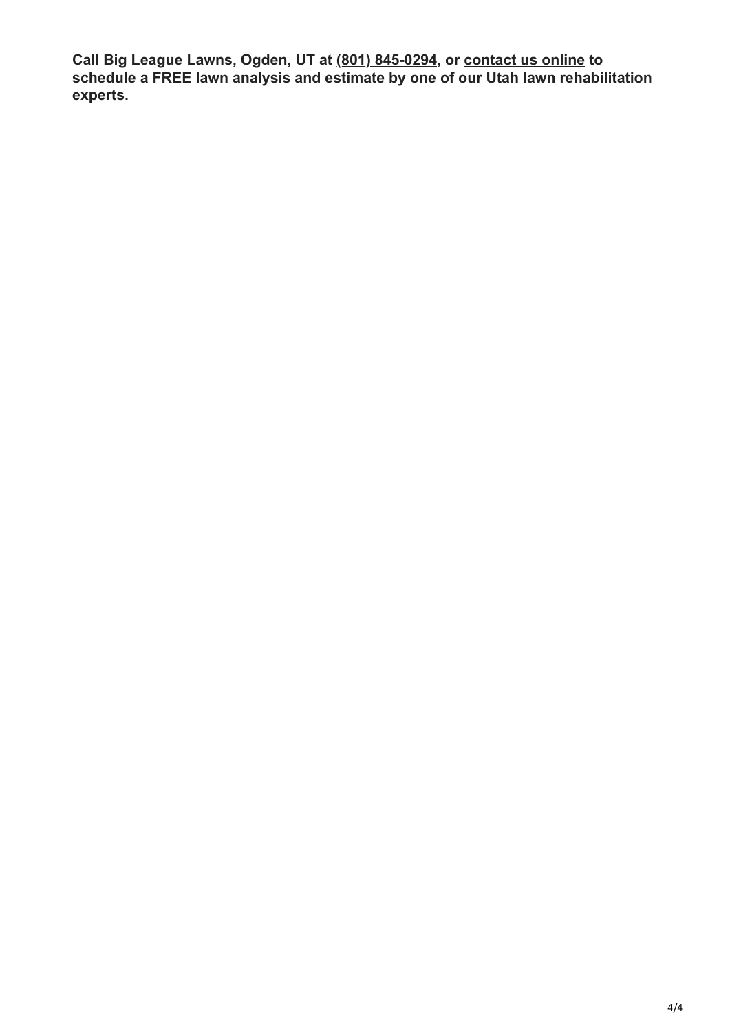**Call Big League Lawns, Ogden, UT at (801) 845-0294, or contact us online to schedule a FREE lawn analysis and estimate by one of our Utah lawn rehabilitation experts.**

---